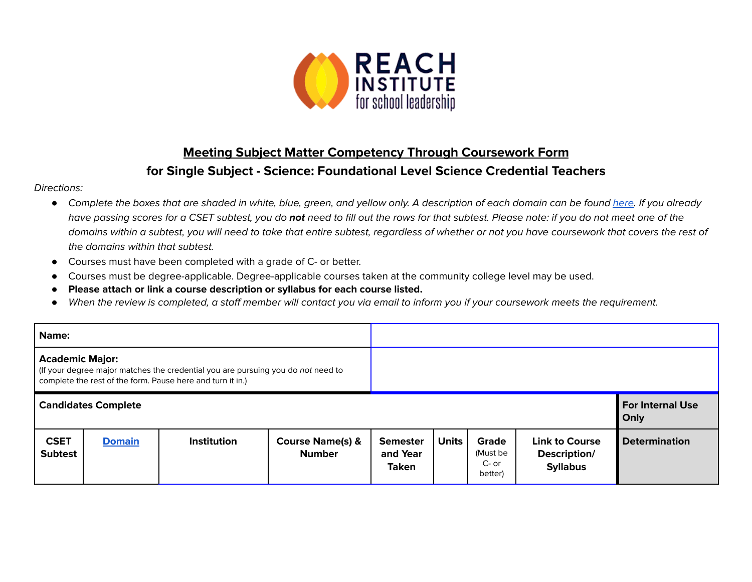# Meeting Subject Matter Competency Through Coursework Form

## for Single Subject - Science: Foundational Level Science Credential Teachers

*Directions:*

- *Complete the boxes that are shaded in white, blue, green, and yellow only. A description of each domain can be found [here](). If you already have passing scores for a CSET subtest, you do **not** need to fill out the rows for that subtest. Please note: if you do not meet one of the domains within a subtest, you will need to take that entire subtest, regardless of whether or not you have coursework that covers the rest of the domains within that subtest.*
- Courses must have been completed with a grade of C- or better.
- Courses must be degree-applicable. Degree-applicable courses taken at the community college level may be used.
- **Please attach or link a course description or syllabus for each course listed.**
- *When the review is completed, a staff member will contact you via email to inform you if your coursework meets the requirement.*

| **Name:** | |
|---|---|
| **Academic Major:** (If your degree major matches the credential you are pursuing you do *not* need to complete the rest of the form. Pause here and turn it in.) | |

| **Candidates Complete** | | | | | | | | **For Internal Use Only** |
|---|---|---|---|---|---|---|---|---|
| **CSET Subtest** | **[Domain]()** | **Institution** | **Course Name(s) & Number** | **Semester and Year Taken** | **Units** | **Grade** (Must be C- or better) | **Link to Course Description/ Syllabus** | **Determination** |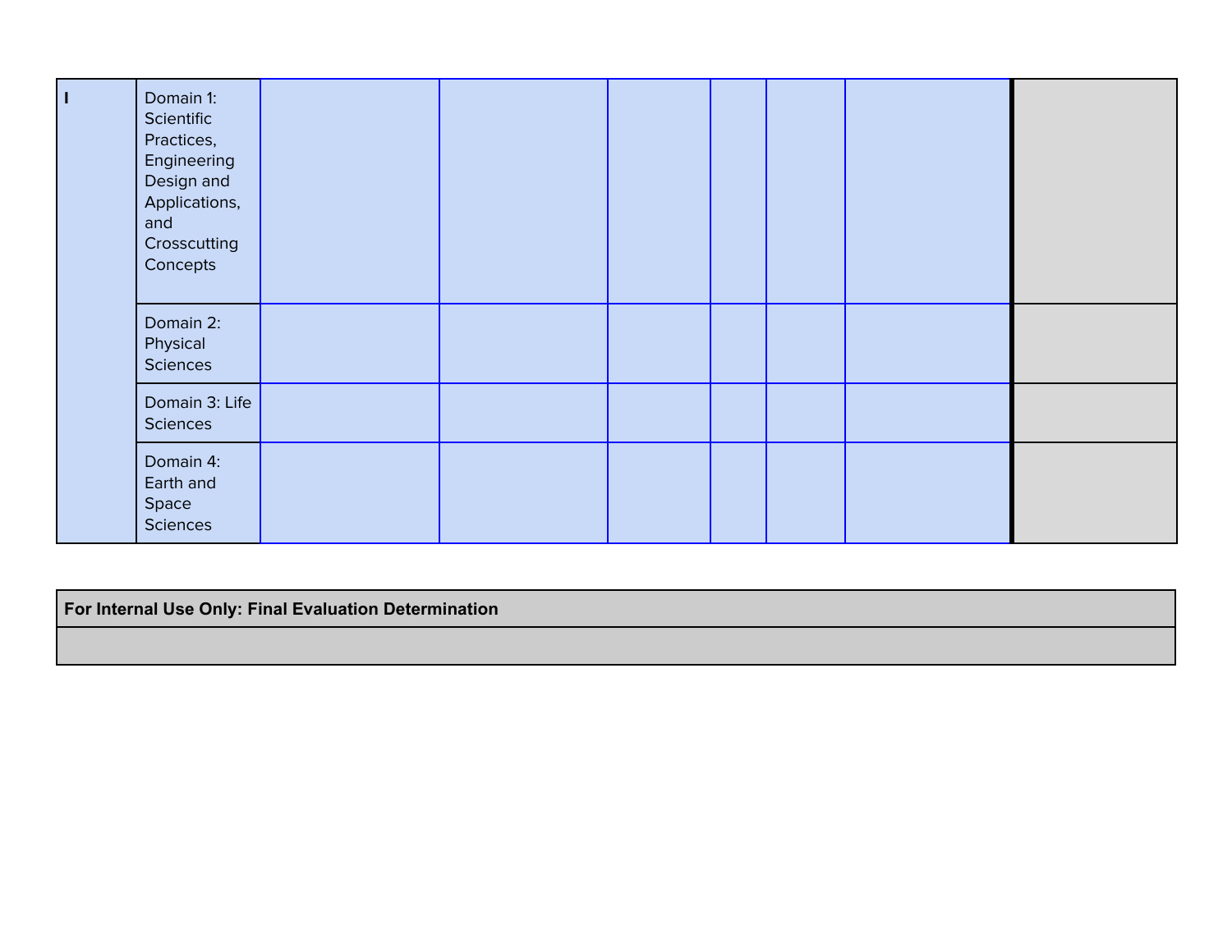| | | | | | | | | |
|---|---|---|---|---|---|---|---|---|
| **I** | Domain 1: Scientific Practices, Engineering Design and Applications, and Crosscutting Concepts | | | | | | | |
| | Domain 2: Physical Sciences | | | | | | | |
| | Domain 3: Life Sciences | | | | | | | |
| | Domain 4: Earth and Space Sciences | | | | | | | |

| **For Internal Use Only: Final Evaluation Determination** |
|---|
| |